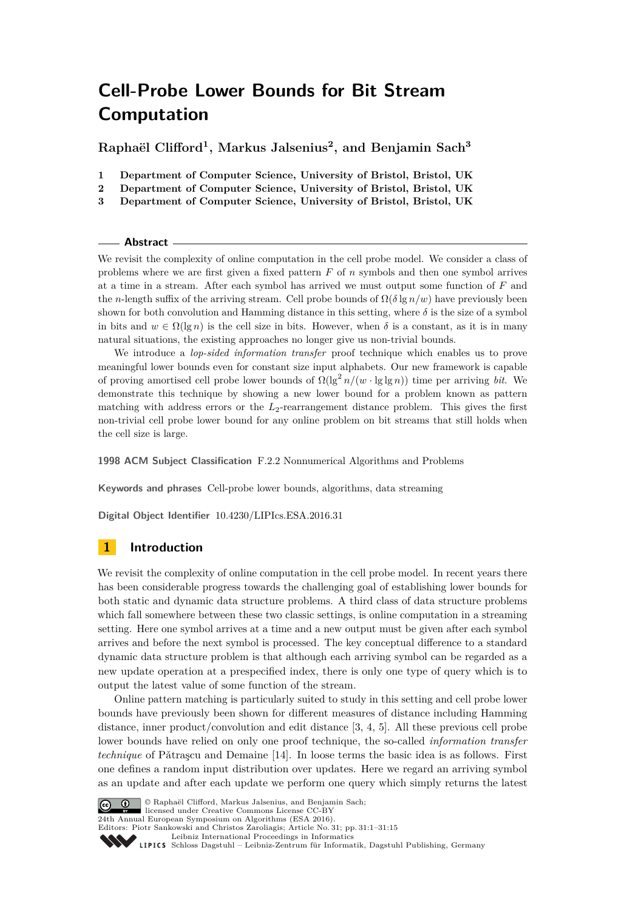# Cell-Probe Lower Bounds for Bit Stream Computation

**Raphaël Clifford[1], Markus Jalsenius[2], and Benjamin Sach[3]**

1. Department of Computer Science, University of Bristol, Bristol, UK
2. Department of Computer Science, University of Bristol, Bristol, UK
3. Department of Computer Science, University of Bristol, Bristol, UK

## Abstract

We revisit the complexity of online computation in the cell probe model. We consider a class of problems where we are first given a fixed pattern $F$ of $n$ symbols and then one symbol arrives at a time in a stream. After each symbol has arrived we must output some function of $F$ and the $n$-length suffix of the arriving stream. Cell probe bounds of $\Omega(\delta \lg n/w)$ have previously been shown for both convolution and Hamming distance in this setting, where $\delta$ is the size of a symbol in bits and $w \in \Omega(\lg n)$ is the cell size in bits. However, when $\delta$ is a constant, as it is in many natural situations, the existing approaches no longer give us non-trivial bounds.

We introduce a *lop-sided information transfer* proof technique which enables us to prove meaningful lower bounds even for constant size input alphabets. Our new framework is capable of proving amortised cell probe lower bounds of $\Omega(\lg^2 n/(w \cdot \lg \lg n))$ time per arriving *bit*. We demonstrate this technique by showing a new lower bound for a problem known as pattern matching with address errors or the $L_2$-rearrangement distance problem. This gives the first non-trivial cell probe lower bound for any online problem on bit streams that still holds when the cell size is large.

**1998 ACM Subject Classification** F.2.2 Nonnumerical Algorithms and Problems

**Keywords and phrases** Cell-probe lower bounds, algorithms, data streaming

**Digital Object Identifier** 10.4230/LIPIcs.ESA.2016.31

## 1 Introduction

We revisit the complexity of online computation in the cell probe model. In recent years there has been considerable progress towards the challenging goal of establishing lower bounds for both static and dynamic data structure problems. A third class of data structure problems which fall somewhere between these two classic settings, is online computation in a streaming setting. Here one symbol arrives at a time and a new output must be given after each symbol arrives and before the next symbol is processed. The key conceptual difference to a standard dynamic data structure problem is that although each arriving symbol can be regarded as a new update operation at a prespecified index, there is only one type of query which is to output the latest value of some function of the stream.

Online pattern matching is particularly suited to study in this setting and cell probe lower bounds have previously been shown for different measures of distance including Hamming distance, inner product/convolution and edit distance [3, 4, 5]. All these previous cell probe lower bounds have relied on only one proof technique, the so-called *information transfer technique* of Pătraşcu and Demaine [14]. In loose terms the basic idea is as follows. First one defines a random input distribution over updates. Here we regard an arriving symbol as an update and after each update we perform one query which simply returns the latest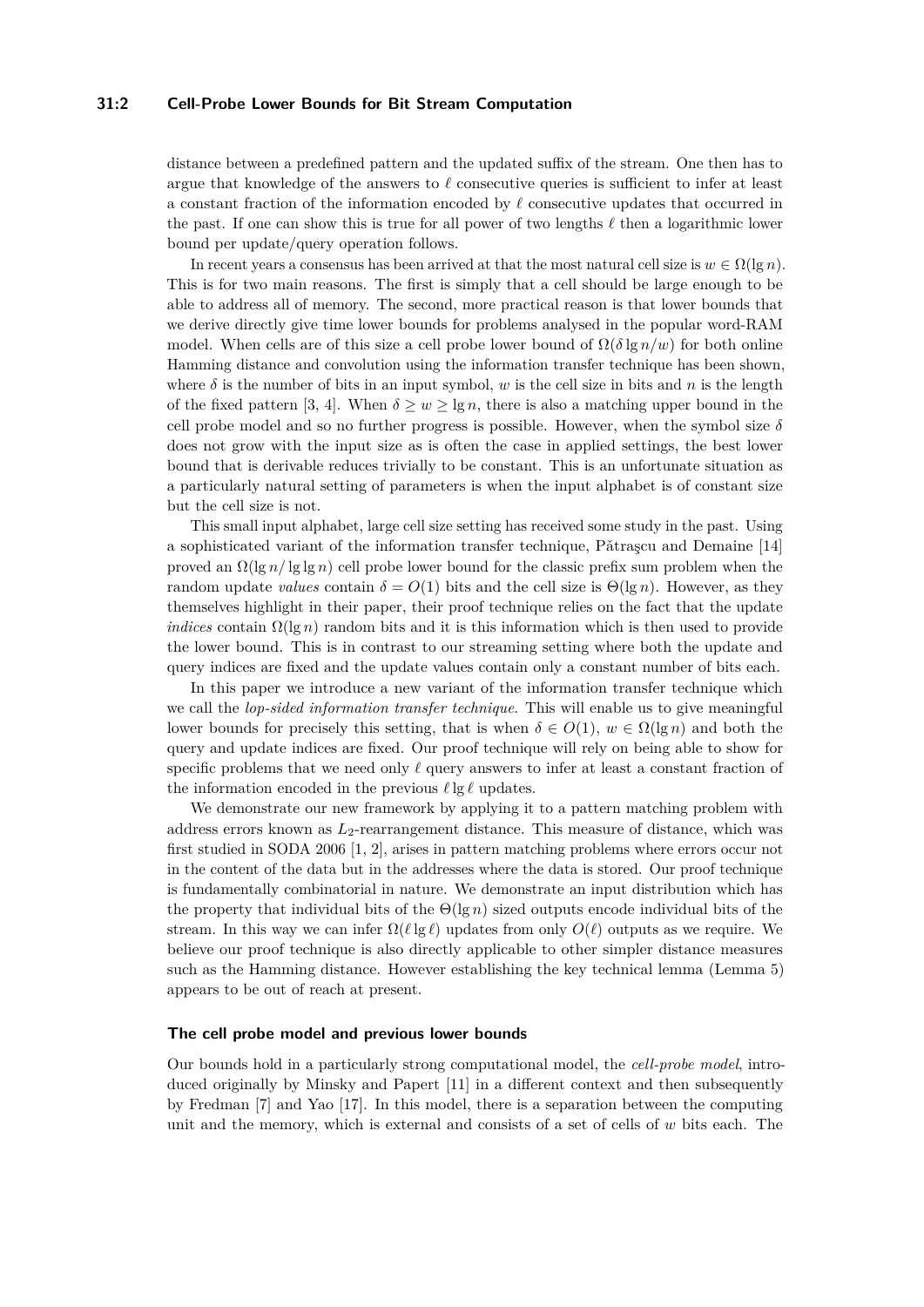distance between a predefined pattern and the updated suffix of the stream. One then has to argue that knowledge of the answers to $\ell$ consecutive queries is sufficient to infer at least a constant fraction of the information encoded by $\ell$ consecutive updates that occurred in the past. If one can show this is true for all power of two lengths $\ell$ then a logarithmic lower bound per update/query operation follows.

In recent years a consensus has been arrived at that the most natural cell size is $w \in \Omega(\lg n)$. This is for two main reasons. The first is simply that a cell should be large enough to be able to address all of memory. The second, more practical reason is that lower bounds that we derive directly give time lower bounds for problems analysed in the popular word-RAM model. When cells are of this size a cell probe lower bound of $\Omega(\delta \lg n/w)$ for both online Hamming distance and convolution using the information transfer technique has been shown, where $\delta$ is the number of bits in an input symbol, $w$ is the cell size in bits and $n$ is the length of the fixed pattern [3, 4]. When $\delta \geq w \geq \lg n$, there is also a matching upper bound in the cell probe model and so no further progress is possible. However, when the symbol size $\delta$ does not grow with the input size as is often the case in applied settings, the best lower bound that is derivable reduces trivially to be constant. This is an unfortunate situation as a particularly natural setting of parameters is when the input alphabet is of constant size but the cell size is not.

This small input alphabet, large cell size setting has received some study in the past. Using a sophisticated variant of the information transfer technique, Pătraşcu and Demaine [14] proved an $\Omega(\lg n/ \lg \lg n)$ cell probe lower bound for the classic prefix sum problem when the random update *values* contain $\delta = O(1)$ bits and the cell size is $\Theta(\lg n)$. However, as they themselves highlight in their paper, their proof technique relies on the fact that the update *indices* contain $\Omega(\lg n)$ random bits and it is this information which is then used to provide the lower bound. This is in contrast to our streaming setting where both the update and query indices are fixed and the update values contain only a constant number of bits each.

In this paper we introduce a new variant of the information transfer technique which we call the *lop-sided information transfer technique*. This will enable us to give meaningful lower bounds for precisely this setting, that is when $\delta \in O(1)$, $w \in \Omega(\lg n)$ and both the query and update indices are fixed. Our proof technique will rely on being able to show for specific problems that we need only $\ell$ query answers to infer at least a constant fraction of the information encoded in the previous $\ell \lg \ell$ updates.

We demonstrate our new framework by applying it to a pattern matching problem with address errors known as $L_2$-rearrangement distance. This measure of distance, which was first studied in SODA 2006 [1, 2], arises in pattern matching problems where errors occur not in the content of the data but in the addresses where the data is stored. Our proof technique is fundamentally combinatorial in nature. We demonstrate an input distribution which has the property that individual bits of the $\Theta(\lg n)$ sized outputs encode individual bits of the stream. In this way we can infer $\Omega(\ell \lg \ell)$ updates from only $O(\ell)$ outputs as we require. We believe our proof technique is also directly applicable to other simpler distance measures such as the Hamming distance. However establishing the key technical lemma (Lemma 5) appears to be out of reach at present.

### The cell probe model and previous lower bounds

Our bounds hold in a particularly strong computational model, the *cell-probe model*, introduced originally by Minsky and Papert [11] in a different context and then subsequently by Fredman [7] and Yao [17]. In this model, there is a separation between the computing unit and the memory, which is external and consists of a set of cells of $w$ bits each. The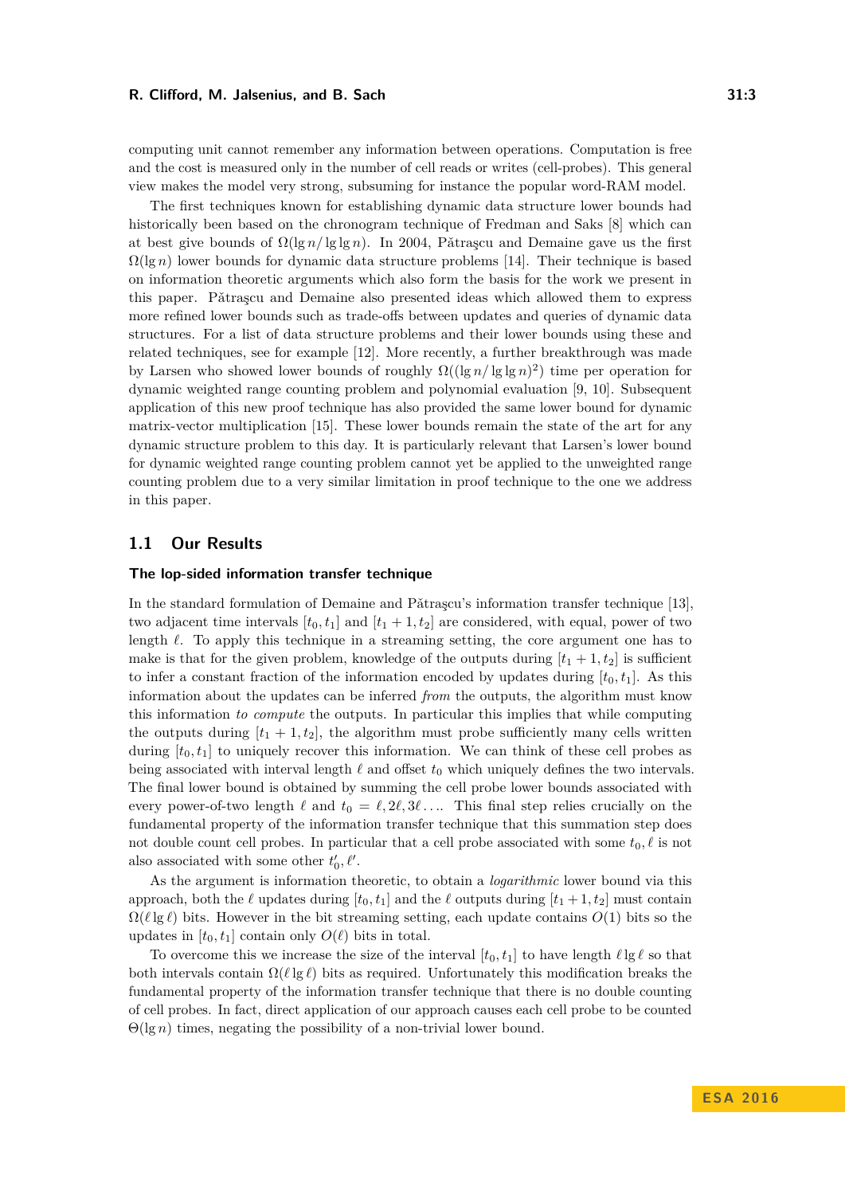computing unit cannot remember any information between operations. Computation is free and the cost is measured only in the number of cell reads or writes (cell-probes). This general view makes the model very strong, subsuming for instance the popular word-RAM model.

The first techniques known for establishing dynamic data structure lower bounds had historically been based on the chronogram technique of Fredman and Saks [8] which can at best give bounds of $\Omega(\lg n/\lg\lg n)$. In 2004, Pătraşcu and Demaine gave us the first $\Omega(\lg n)$ lower bounds for dynamic data structure problems [14]. Their technique is based on information theoretic arguments which also form the basis for the work we present in this paper. Pătraşcu and Demaine also presented ideas which allowed them to express more refined lower bounds such as trade-offs between updates and queries of dynamic data structures. For a list of data structure problems and their lower bounds using these and related techniques, see for example [12]. More recently, a further breakthrough was made by Larsen who showed lower bounds of roughly $\Omega((\lg n/\lg\lg n)^2)$ time per operation for dynamic weighted range counting problem and polynomial evaluation [9, 10]. Subsequent application of this new proof technique has also provided the same lower bound for dynamic matrix-vector multiplication [15]. These lower bounds remain the state of the art for any dynamic structure problem to this day. It is particularly relevant that Larsen's lower bound for dynamic weighted range counting problem cannot yet be applied to the unweighted range counting problem due to a very similar limitation in proof technique to the one we address in this paper.

## 1.1 Our Results

### The lop-sided information transfer technique

In the standard formulation of Demaine and Pătraşcu's information transfer technique [13], two adjacent time intervals $[t_0, t_1]$ and $[t_1 + 1, t_2]$ are considered, with equal, power of two length $\ell$. To apply this technique in a streaming setting, the core argument one has to make is that for the given problem, knowledge of the outputs during $[t_1 + 1, t_2]$ is sufficient to infer a constant fraction of the information encoded by updates during $[t_0, t_1]$. As this information about the updates can be inferred *from* the outputs, the algorithm must know this information *to compute* the outputs. In particular this implies that while computing the outputs during $[t_1 + 1, t_2]$, the algorithm must probe sufficiently many cells written during $[t_0, t_1]$ to uniquely recover this information. We can think of these cell probes as being associated with interval length $\ell$ and offset $t_0$ which uniquely defines the two intervals. The final lower bound is obtained by summing the cell probe lower bounds associated with every power-of-two length $\ell$ and $t_0 = \ell, 2\ell, 3\ell \ldots$. This final step relies crucially on the fundamental property of the information transfer technique that this summation step does not double count cell probes. In particular that a cell probe associated with some $t_0, \ell$ is not also associated with some other $t_0', \ell'$.

As the argument is information theoretic, to obtain a *logarithmic* lower bound via this approach, both the $\ell$ updates during $[t_0, t_1]$ and the $\ell$ outputs during $[t_1 + 1, t_2]$ must contain $\Omega(\ell \lg \ell)$ bits. However in the bit streaming setting, each update contains $O(1)$ bits so the updates in $[t_0, t_1]$ contain only $O(\ell)$ bits in total.

To overcome this we increase the size of the interval $[t_0, t_1]$ to have length $\ell \lg \ell$ so that both intervals contain $\Omega(\ell \lg \ell)$ bits as required. Unfortunately this modification breaks the fundamental property of the information transfer technique that there is no double counting of cell probes. In fact, direct application of our approach causes each cell probe to be counted $\Theta(\lg n)$ times, negating the possibility of a non-trivial lower bound.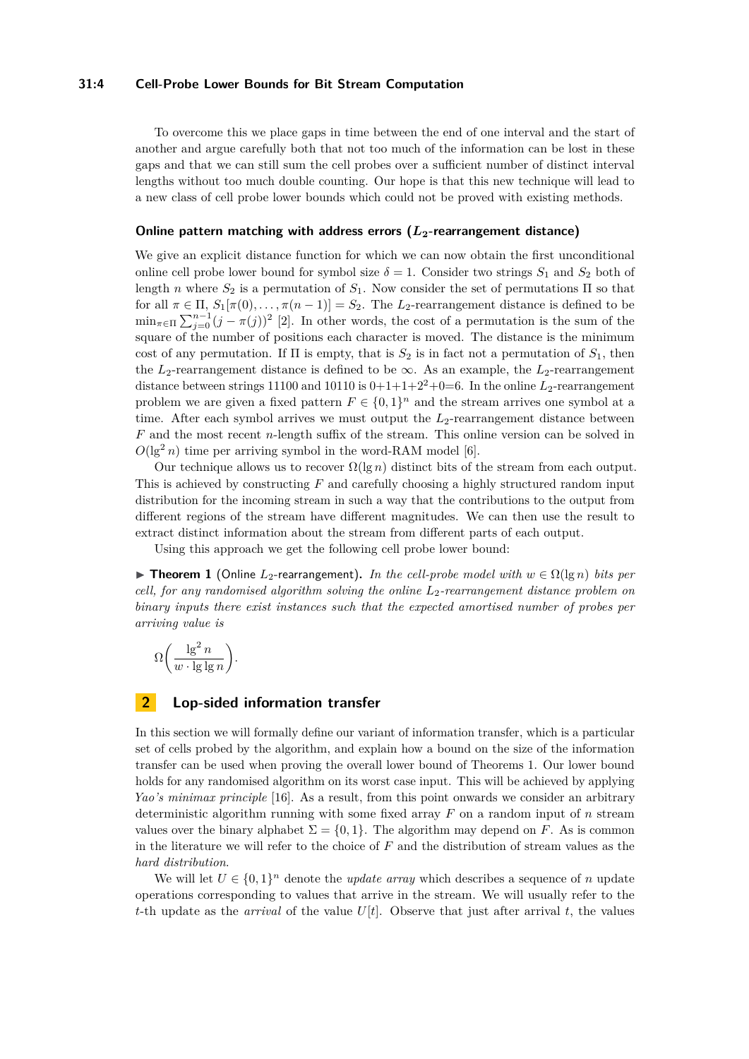To overcome this we place gaps in time between the end of one interval and the start of another and argue carefully both that not too much of the information can be lost in these gaps and that we can still sum the cell probes over a sufficient number of distinct interval lengths without too much double counting. Our hope is that this new technique will lead to a new class of cell probe lower bounds which could not be proved with existing methods.

### Online pattern matching with address errors ($L_2$-rearrangement distance)

We give an explicit distance function for which we can now obtain the first unconditional online cell probe lower bound for symbol size $\delta = 1$. Consider two strings $S_1$ and $S_2$ both of length $n$ where $S_2$ is a permutation of $S_1$. Now consider the set of permutations $\Pi$ so that for all $\pi \in \Pi$, $S_1[\pi(0), \ldots, \pi(n-1)] = S_2$. The $L_2$-rearrangement distance is defined to be $\min_{\pi \in \Pi} \sum_{j=0}^{n-1} (j - \pi(j))^2$ [2]. In other words, the cost of a permutation is the sum of the square of the number of positions each character is moved. The distance is the minimum cost of any permutation. If $\Pi$ is empty, that is $S_2$ is in fact not a permutation of $S_1$, then the $L_2$-rearrangement distance is defined to be $\infty$. As an example, the $L_2$-rearrangement distance between strings 11100 and 10110 is $0+1+1+2^2+0=6$. In the online $L_2$-rearrangement problem we are given a fixed pattern $F \in \{0,1\}^n$ and the stream arrives one symbol at a time. After each symbol arrives we must output the $L_2$-rearrangement distance between $F$ and the most recent $n$-length suffix of the stream. This online version can be solved in $O(\lg^2 n)$ time per arriving symbol in the word-RAM model [6].

Our technique allows us to recover $\Omega(\lg n)$ distinct bits of the stream from each output. This is achieved by constructing $F$ and carefully choosing a highly structured random input distribution for the incoming stream in such a way that the contributions to the output from different regions of the stream have different magnitudes. We can then use the result to extract distinct information about the stream from different parts of each output.

Using this approach we get the following cell probe lower bound:

▶ **Theorem 1** (Online $L_2$-rearrangement)**.** *In the cell-probe model with $w \in \Omega(\lg n)$ bits per cell, for any randomised algorithm solving the online $L_2$-rearrangement distance problem on binary inputs there exist instances such that the expected amortised number of probes per arriving value is*

$$\Omega\left(\frac{\lg^2 n}{w \cdot \lg \lg n}\right).$$

## 2 Lop-sided information transfer

In this section we will formally define our variant of information transfer, which is a particular set of cells probed by the algorithm, and explain how a bound on the size of the information transfer can be used when proving the overall lower bound of Theorems 1. Our lower bound holds for any randomised algorithm on its worst case input. This will be achieved by applying *Yao's minimax principle* [16]. As a result, from this point onwards we consider an arbitrary deterministic algorithm running with some fixed array $F$ on a random input of $n$ stream values over the binary alphabet $\Sigma = \{0, 1\}$. The algorithm may depend on $F$. As is common in the literature we will refer to the choice of $F$ and the distribution of stream values as the *hard distribution*.

We will let $U \in \{0,1\}^n$ denote the *update array* which describes a sequence of $n$ update operations corresponding to values that arrive in the stream. We will usually refer to the $t$-th update as the *arrival* of the value $U[t]$. Observe that just after arrival $t$, the values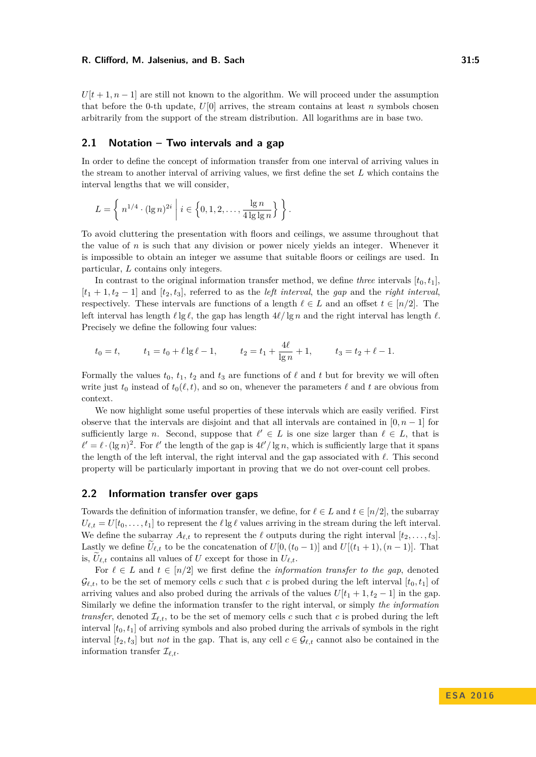$U[t+1, n-1]$ are still not known to the algorithm. We will proceed under the assumption that before the 0-th update, $U[0]$ arrives, the stream contains at least $n$ symbols chosen arbitrarily from the support of the stream distribution. All logarithms are in base two.

## 2.1 Notation – Two intervals and a gap

In order to define the concept of information transfer from one interval of arriving values in the stream to another interval of arriving values, we first define the set $L$ which contains the interval lengths that we will consider,

$$L = \left\{ n^{1/4} \cdot (\lg n)^{2i} \;\middle|\; i \in \left\{0, 1, 2, \ldots, \frac{\lg n}{4 \lg \lg n}\right\} \right\}.$$

To avoid cluttering the presentation with floors and ceilings, we assume throughout that the value of $n$ is such that any division or power nicely yields an integer. Whenever it is impossible to obtain an integer we assume that suitable floors or ceilings are used. In particular, $L$ contains only integers.

In contrast to the original information transfer method, we define *three* intervals $[t_0, t_1]$, $[t_1+1, t_2-1]$ and $[t_2, t_3]$, referred to as the *left interval*, the *gap* and the *right interval*, respectively. These intervals are functions of a length $\ell \in L$ and an offset $t \in [n/2]$. The left interval has length $\ell \lg \ell$, the gap has length $4\ell/\lg n$ and the right interval has length $\ell$. Precisely we define the following four values:

$$t_0 = t, \qquad t_1 = t_0 + \ell \lg \ell - 1, \qquad t_2 = t_1 + \frac{4\ell}{\lg n} + 1, \qquad t_3 = t_2 + \ell - 1.$$

Formally the values $t_0$, $t_1$, $t_2$ and $t_3$ are functions of $\ell$ and $t$ but for brevity we will often write just $t_0$ instead of $t_0(\ell, t)$, and so on, whenever the parameters $\ell$ and $t$ are obvious from context.

We now highlight some useful properties of these intervals which are easily verified. First observe that the intervals are disjoint and that all intervals are contained in $[0, n-1]$ for sufficiently large $n$. Second, suppose that $\ell' \in L$ is one size larger than $\ell \in L$, that is $\ell' = \ell \cdot (\lg n)^2$. For $\ell'$ the length of the gap is $4\ell'/\lg n$, which is sufficiently large that it spans the length of the left interval, the right interval and the gap associated with $\ell$. This second property will be particularly important in proving that we do not over-count cell probes.

## 2.2 Information transfer over gaps

Towards the definition of information transfer, we define, for $\ell \in L$ and $t \in [n/2]$, the subarray $U_{\ell,t} = U[t_0, \ldots, t_1]$ to represent the $\ell \lg \ell$ values arriving in the stream during the left interval. We define the subarray $A_{\ell,t}$ to represent the $\ell$ outputs during the right interval $[t_2, \ldots, t_3]$. Lastly we define $\widetilde{U}_{\ell,t}$ to be the concatenation of $U[0, (t_0-1)]$ and $U[(t_1+1), (n-1)]$. That is, $\widetilde{U}_{\ell,t}$ contains all values of $U$ except for those in $U_{\ell,t}$.

For $\ell \in L$ and $t \in [n/2]$ we first define the *information transfer to the gap*, denoted $\mathcal{G}_{\ell,t}$, to be the set of memory cells $c$ such that $c$ is probed during the left interval $[t_0, t_1]$ of arriving values and also probed during the arrivals of the values $U[t_1+1, t_2-1]$ in the gap. Similarly we define the information transfer to the right interval, or simply *the information transfer*, denoted $\mathcal{I}_{\ell,t}$, to be the set of memory cells $c$ such that $c$ is probed during the left interval $[t_0, t_1]$ of arriving symbols and also probed during the arrivals of symbols in the right interval $[t_2, t_3]$ but *not* in the gap. That is, any cell $c \in \mathcal{G}_{\ell,t}$ cannot also be contained in the information transfer $\mathcal{I}_{\ell,t}$.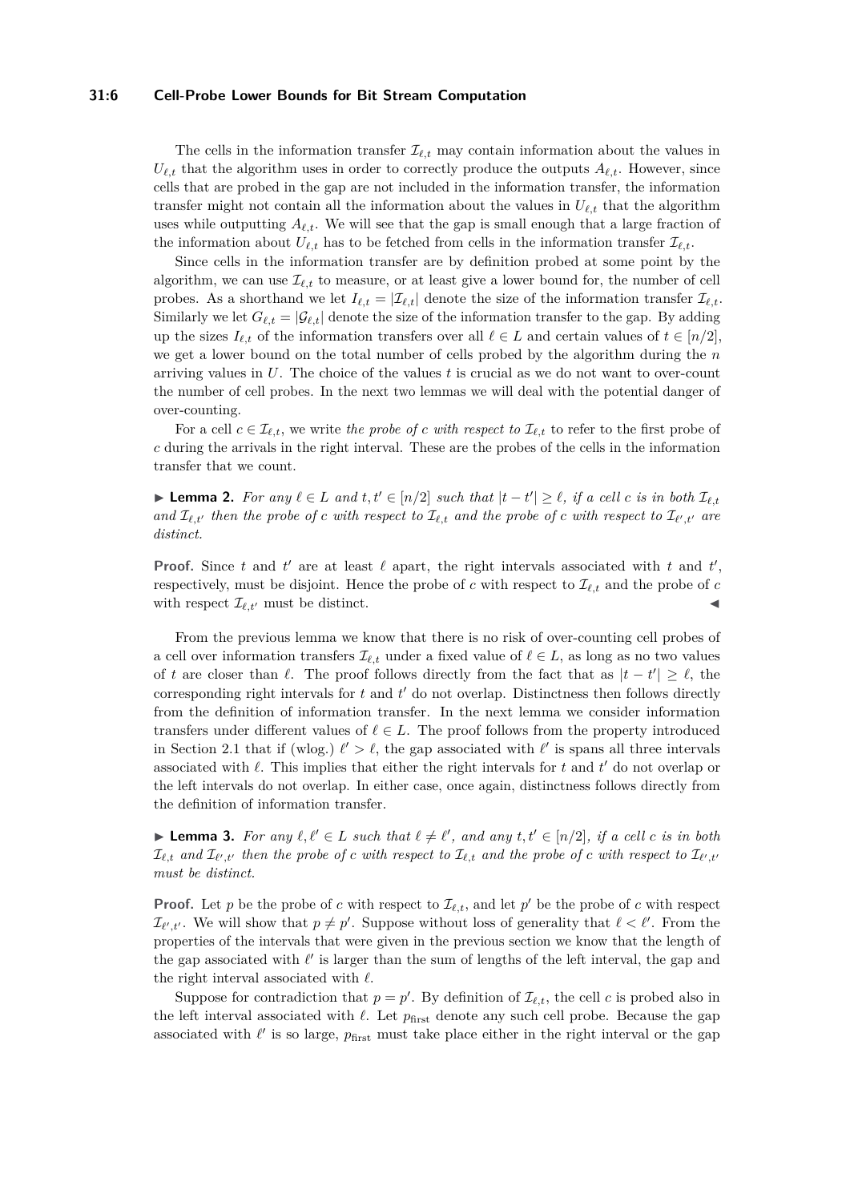The cells in the information transfer $\mathcal{I}_{\ell,t}$ may contain information about the values in $U_{\ell,t}$ that the algorithm uses in order to correctly produce the outputs $A_{\ell,t}$. However, since cells that are probed in the gap are not included in the information transfer, the information transfer might not contain all the information about the values in $U_{\ell,t}$ that the algorithm uses while outputting $A_{\ell,t}$. We will see that the gap is small enough that a large fraction of the information about $U_{\ell,t}$ has to be fetched from cells in the information transfer $\mathcal{I}_{\ell,t}$.

Since cells in the information transfer are by definition probed at some point by the algorithm, we can use $\mathcal{I}_{\ell,t}$ to measure, or at least give a lower bound for, the number of cell probes. As a shorthand we let $I_{\ell,t} = |\mathcal{I}_{\ell,t}|$ denote the size of the information transfer $\mathcal{I}_{\ell,t}$. Similarly we let $G_{\ell,t} = |\mathcal{G}_{\ell,t}|$ denote the size of the information transfer to the gap. By adding up the sizes $I_{\ell,t}$ of the information transfers over all $\ell \in L$ and certain values of $t \in [n/2]$, we get a lower bound on the total number of cells probed by the algorithm during the $n$ arriving values in $U$. The choice of the values $t$ is crucial as we do not want to over-count the number of cell probes. In the next two lemmas we will deal with the potential danger of over-counting.

For a cell $c \in \mathcal{I}_{\ell,t}$, we write *the probe of $c$ with respect to $\mathcal{I}_{\ell,t}$* to refer to the first probe of $c$ during the arrivals in the right interval. These are the probes of the cells in the information transfer that we count.

▶ **Lemma 2.** *For any $\ell \in L$ and $t, t' \in [n/2]$ such that $|t - t'| \geq \ell$, if a cell $c$ is in both $\mathcal{I}_{\ell,t}$ and $\mathcal{I}_{\ell,t'}$ then the probe of $c$ with respect to $\mathcal{I}_{\ell,t}$ and the probe of $c$ with respect to $\mathcal{I}_{\ell',t'}$ are distinct.*

**Proof.** Since $t$ and $t'$ are at least $\ell$ apart, the right intervals associated with $t$ and $t'$, respectively, must be disjoint. Hence the probe of $c$ with respect to $\mathcal{I}_{\ell,t}$ and the probe of $c$ with respect $\mathcal{I}_{\ell,t'}$ must be distinct. ◀

From the previous lemma we know that there is no risk of over-counting cell probes of a cell over information transfers $\mathcal{I}_{\ell,t}$ under a fixed value of $\ell \in L$, as long as no two values of $t$ are closer than $\ell$. The proof follows directly from the fact that as $|t - t'| \geq \ell$, the corresponding right intervals for $t$ and $t'$ do not overlap. Distinctness then follows directly from the definition of information transfer. In the next lemma we consider information transfers under different values of $\ell \in L$. The proof follows from the property introduced in Section 2.1 that if (wlog.) $\ell' > \ell$, the gap associated with $\ell'$ is spans all three intervals associated with $\ell$. This implies that either the right intervals for $t$ and $t'$ do not overlap or the left intervals do not overlap. In either case, once again, distinctness follows directly from the definition of information transfer.

▶ **Lemma 3.** *For any $\ell, \ell' \in L$ such that $\ell \neq \ell'$, and any $t, t' \in [n/2]$, if a cell $c$ is in both $\mathcal{I}_{\ell,t}$ and $\mathcal{I}_{\ell',t'}$ then the probe of $c$ with respect to $\mathcal{I}_{\ell,t}$ and the probe of $c$ with respect to $\mathcal{I}_{\ell',t'}$ must be distinct.*

**Proof.** Let $p$ be the probe of $c$ with respect to $\mathcal{I}_{\ell,t}$, and let $p'$ be the probe of $c$ with respect $\mathcal{I}_{\ell',t'}$. We will show that $p \neq p'$. Suppose without loss of generality that $\ell < \ell'$. From the properties of the intervals that were given in the previous section we know that the length of the gap associated with $\ell'$ is larger than the sum of lengths of the left interval, the gap and the right interval associated with $\ell$.

Suppose for contradiction that $p = p'$. By definition of $\mathcal{I}_{\ell,t}$, the cell $c$ is probed also in the left interval associated with $\ell$. Let $p_{\text{first}}$ denote any such cell probe. Because the gap associated with $\ell'$ is so large, $p_{\text{first}}$ must take place either in the right interval or the gap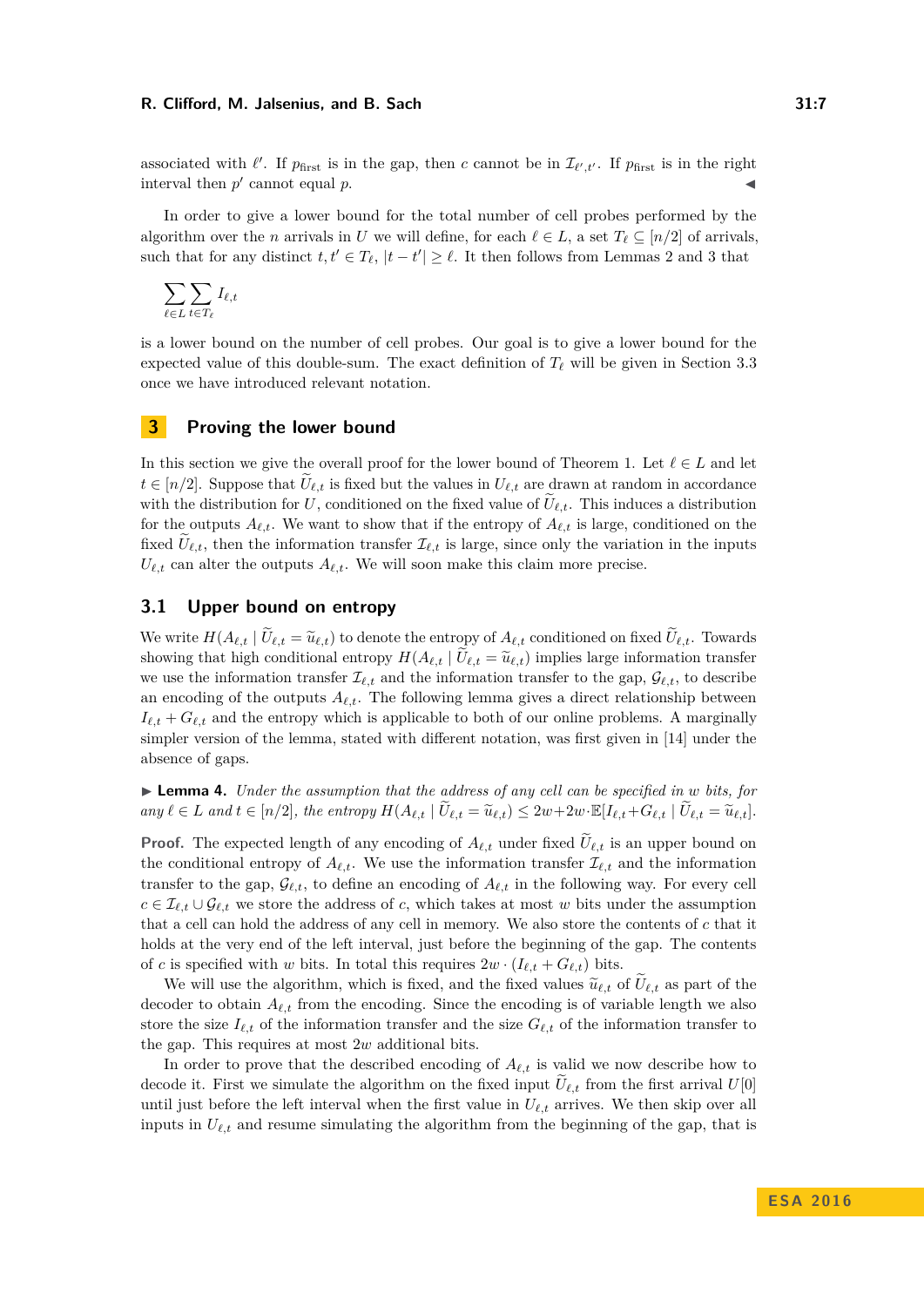associated with $\ell'$. If $p_{\text{first}}$ is in the gap, then $c$ cannot be in $\mathcal{I}_{\ell',t'}$. If $p_{\text{first}}$ is in the right interval then $p'$ cannot equal $p$. ◀

In order to give a lower bound for the total number of cell probes performed by the algorithm over the $n$ arrivals in $U$ we will define, for each $\ell \in L$, a set $T_\ell \subseteq [n/2]$ of arrivals, such that for any distinct $t, t' \in T_\ell$, $|t - t'| \geq \ell$. It then follows from Lemmas 2 and 3 that

$$\sum_{\ell \in L} \sum_{t \in T_\ell} I_{\ell,t}$$

is a lower bound on the number of cell probes. Our goal is to give a lower bound for the expected value of this double-sum. The exact definition of $T_\ell$ will be given in Section 3.3 once we have introduced relevant notation.

## 3 Proving the lower bound

In this section we give the overall proof for the lower bound of Theorem 1. Let $\ell \in L$ and let $t \in [n/2]$. Suppose that $\widetilde{U}_{\ell,t}$ is fixed but the values in $U_{\ell,t}$ are drawn at random in accordance with the distribution for $U$, conditioned on the fixed value of $\widetilde{U}_{\ell,t}$. This induces a distribution for the outputs $A_{\ell,t}$. We want to show that if the entropy of $A_{\ell,t}$ is large, conditioned on the fixed $\widetilde{U}_{\ell,t}$, then the information transfer $\mathcal{I}_{\ell,t}$ is large, since only the variation in the inputs $U_{\ell,t}$ can alter the outputs $A_{\ell,t}$. We will soon make this claim more precise.

### 3.1 Upper bound on entropy

We write $H(A_{\ell,t} \mid \widetilde{U}_{\ell,t} = \widetilde{u}_{\ell,t})$ to denote the entropy of $A_{\ell,t}$ conditioned on fixed $\widetilde{U}_{\ell,t}$. Towards showing that high conditional entropy $H(A_{\ell,t} \mid \widetilde{U}_{\ell,t} = \widetilde{u}_{\ell,t})$ implies large information transfer we use the information transfer $\mathcal{I}_{\ell,t}$ and the information transfer to the gap, $\mathcal{G}_{\ell,t}$, to describe an encoding of the outputs $A_{\ell,t}$. The following lemma gives a direct relationship between $I_{\ell,t} + G_{\ell,t}$ and the entropy which is applicable to both of our online problems. A marginally simpler version of the lemma, stated with different notation, was first given in [14] under the absence of gaps.

▶ **Lemma 4.** *Under the assumption that the address of any cell can be specified in $w$ bits, for any $\ell \in L$ and $t \in [n/2]$, the entropy $H(A_{\ell,t} \mid \widetilde{U}_{\ell,t} = \widetilde{u}_{\ell,t}) \leq 2w + 2w \cdot \mathbb{E}[I_{\ell,t} + G_{\ell,t} \mid \widetilde{U}_{\ell,t} = \widetilde{u}_{\ell,t}]$.*

**Proof.** The expected length of any encoding of $A_{\ell,t}$ under fixed $\widetilde{U}_{\ell,t}$ is an upper bound on the conditional entropy of $A_{\ell,t}$. We use the information transfer $\mathcal{I}_{\ell,t}$ and the information transfer to the gap, $\mathcal{G}_{\ell,t}$, to define an encoding of $A_{\ell,t}$ in the following way. For every cell $c \in \mathcal{I}_{\ell,t} \cup \mathcal{G}_{\ell,t}$ we store the address of $c$, which takes at most $w$ bits under the assumption that a cell can hold the address of any cell in memory. We also store the contents of $c$ that it holds at the very end of the left interval, just before the beginning of the gap. The contents of $c$ is specified with $w$ bits. In total this requires $2w \cdot (I_{\ell,t} + G_{\ell,t})$ bits.

We will use the algorithm, which is fixed, and the fixed values $\widetilde{u}_{\ell,t}$ of $\widetilde{U}_{\ell,t}$ as part of the decoder to obtain $A_{\ell,t}$ from the encoding. Since the encoding is of variable length we also store the size $I_{\ell,t}$ of the information transfer and the size $G_{\ell,t}$ of the information transfer to the gap. This requires at most $2w$ additional bits.

In order to prove that the described encoding of $A_{\ell,t}$ is valid we now describe how to decode it. First we simulate the algorithm on the fixed input $\widetilde{U}_{\ell,t}$ from the first arrival $U[0]$ until just before the left interval when the first value in $U_{\ell,t}$ arrives. We then skip over all inputs in $U_{\ell,t}$ and resume simulating the algorithm from the beginning of the gap, that is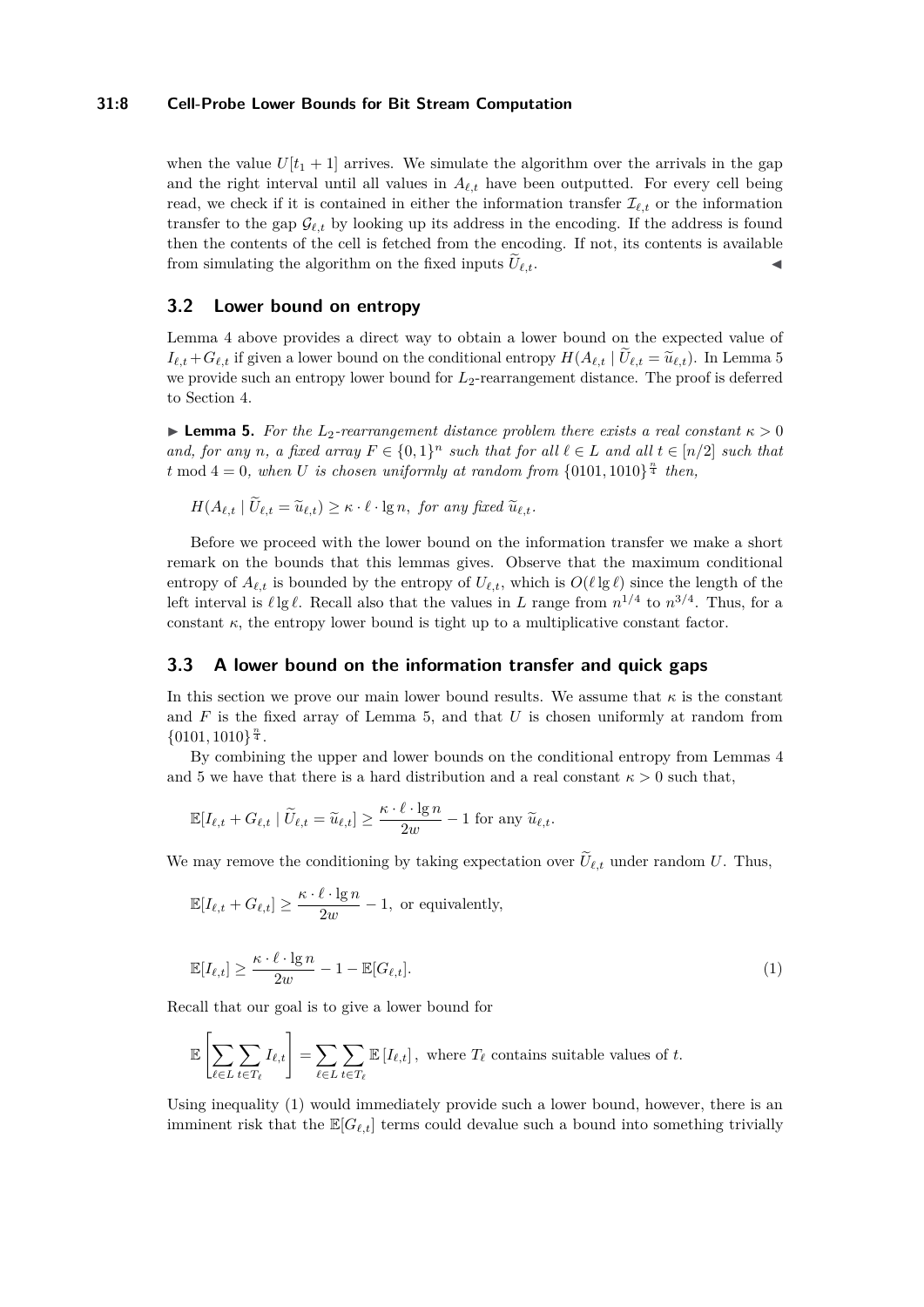when the value $U[t_1 + 1]$ arrives. We simulate the algorithm over the arrivals in the gap and the right interval until all values in $A_{\ell,t}$ have been outputted. For every cell being read, we check if it is contained in either the information transfer $\mathcal{I}_{\ell,t}$ or the information transfer to the gap $\mathcal{G}_{\ell,t}$ by looking up its address in the encoding. If the address is found then the contents of the cell is fetched from the encoding. If not, its contents is available from simulating the algorithm on the fixed inputs $\widetilde{U}_{\ell,t}$. ◀

## 3.2 Lower bound on entropy

Lemma 4 above provides a direct way to obtain a lower bound on the expected value of $I_{\ell,t} + G_{\ell,t}$ if given a lower bound on the conditional entropy $H(A_{\ell,t} \mid \widetilde{U}_{\ell,t} = \widetilde{u}_{\ell,t})$. In Lemma 5 we provide such an entropy lower bound for $L_2$-rearrangement distance. The proof is deferred to Section 4.

▶ **Lemma 5.** *For the $L_2$-rearrangement distance problem there exists a real constant $\kappa > 0$ and, for any $n$, a fixed array $F \in \{0,1\}^n$ such that for all $\ell \in L$ and all $t \in [n/2]$ such that $t \bmod 4 = 0$, when $U$ is chosen uniformly at random from $\{0101, 1010\}^{\frac{n}{4}}$ then,*

$$H(A_{\ell,t} \mid \widetilde{U}_{\ell,t} = \widetilde{u}_{\ell,t}) \geq \kappa \cdot \ell \cdot \lg n, \text{ for any fixed } \widetilde{u}_{\ell,t}.$$

Before we proceed with the lower bound on the information transfer we make a short remark on the bounds that this lemmas gives. Observe that the maximum conditional entropy of $A_{\ell,t}$ is bounded by the entropy of $U_{\ell,t}$, which is $O(\ell \lg \ell)$ since the length of the left interval is $\ell \lg \ell$. Recall also that the values in $L$ range from $n^{1/4}$ to $n^{3/4}$. Thus, for a constant $\kappa$, the entropy lower bound is tight up to a multiplicative constant factor.

## 3.3 A lower bound on the information transfer and quick gaps

In this section we prove our main lower bound results. We assume that $\kappa$ is the constant and $F$ is the fixed array of Lemma 5, and that $U$ is chosen uniformly at random from $\{0101, 1010\}^{\frac{n}{4}}$.

By combining the upper and lower bounds on the conditional entropy from Lemmas 4 and 5 we have that there is a hard distribution and a real constant $\kappa > 0$ such that,

$$\mathbb{E}[I_{\ell,t} + G_{\ell,t} \mid \widetilde{U}_{\ell,t} = \widetilde{u}_{\ell,t}] \geq \frac{\kappa \cdot \ell \cdot \lg n}{2w} - 1 \text{ for any } \widetilde{u}_{\ell,t}.$$

We may remove the conditioning by taking expectation over $\widetilde{U}_{\ell,t}$ under random $U$. Thus,

$$\mathbb{E}[I_{\ell,t} + G_{\ell,t}] \geq \frac{\kappa \cdot \ell \cdot \lg n}{2w} - 1, \text{ or equivalently,}$$

$$\mathbb{E}[I_{\ell,t}] \geq \frac{\kappa \cdot \ell \cdot \lg n}{2w} - 1 - \mathbb{E}[G_{\ell,t}]. \tag{1}$$

Recall that our goal is to give a lower bound for

$$\mathbb{E}\left[\sum_{\ell \in L} \sum_{t \in T_\ell} I_{\ell,t}\right] = \sum_{\ell \in L} \sum_{t \in T_\ell} \mathbb{E}\left[I_{\ell,t}\right], \text{ where } T_\ell \text{ contains suitable values of } t.$$

Using inequality (1) would immediately provide such a lower bound, however, there is an imminent risk that the $\mathbb{E}[G_{\ell,t}]$ terms could devalue such a bound into something trivially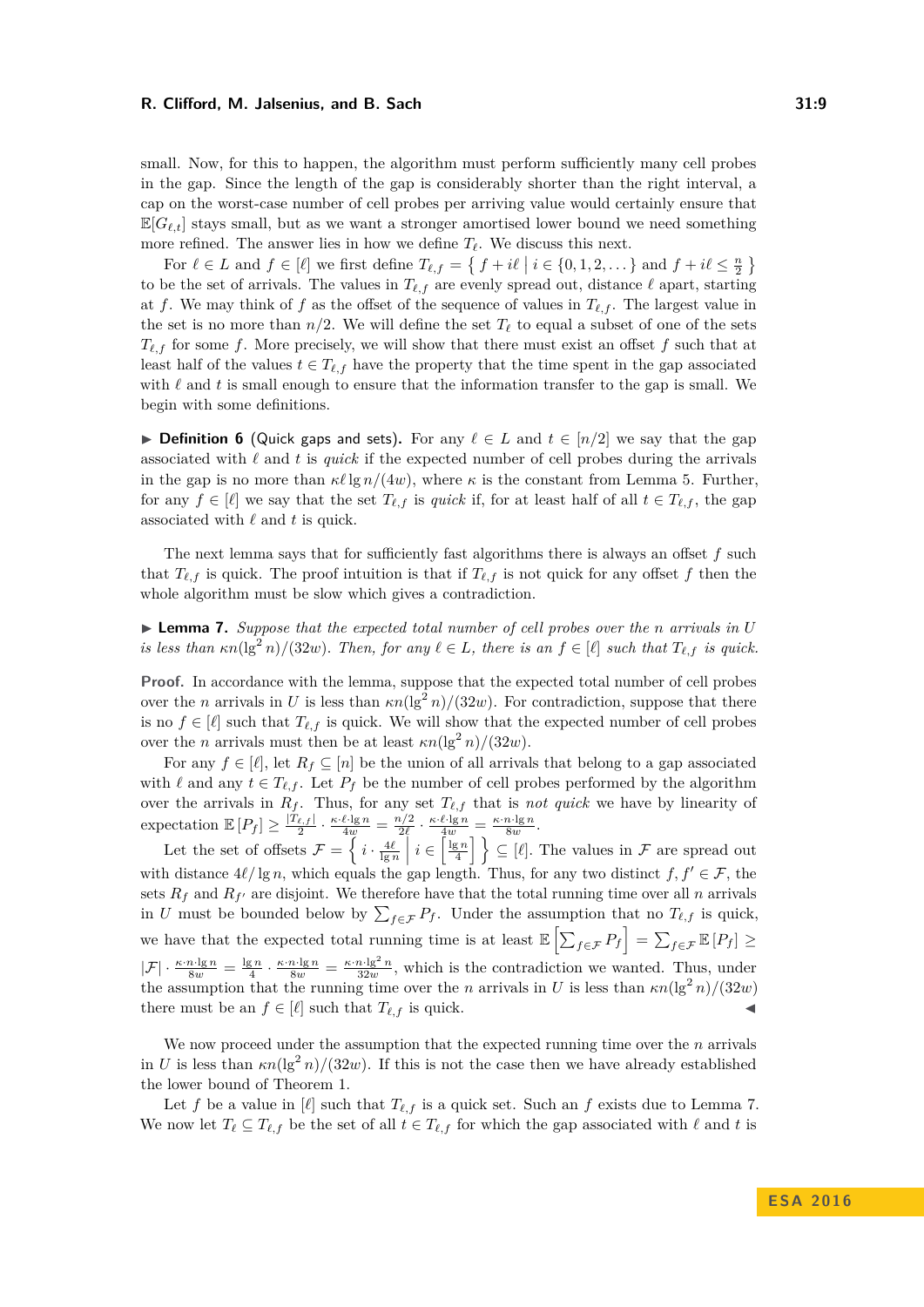small. Now, for this to happen, the algorithm must perform sufficiently many cell probes in the gap. Since the length of the gap is considerably shorter than the right interval, a cap on the worst-case number of cell probes per arriving value would certainly ensure that $\mathbb{E}[G_{\ell,t}]$ stays small, but as we want a stronger amortised lower bound we need something more refined. The answer lies in how we define $T_\ell$. We discuss this next.

For $\ell \in L$ and $f \in [\ell]$ we first define $T_{\ell,f} = \{\, f + i\ell \mid i \in \{0,1,2,\dots\} \text{ and } f + i\ell \leq \frac{n}{2} \,\}$ to be the set of arrivals. The values in $T_{\ell,f}$ are evenly spread out, distance $\ell$ apart, starting at $f$. We may think of $f$ as the offset of the sequence of values in $T_{\ell,f}$. The largest value in the set is no more than $n/2$. We will define the set $T_\ell$ to equal a subset of one of the sets $T_{\ell,f}$ for some $f$. More precisely, we will show that there must exist an offset $f$ such that at least half of the values $t \in T_{\ell,f}$ have the property that the time spent in the gap associated with $\ell$ and $t$ is small enough to ensure that the information transfer to the gap is small. We begin with some definitions.

▶ **Definition 6** (Quick gaps and sets)**.** For any $\ell \in L$ and $t \in [n/2]$ we say that the gap associated with $\ell$ and $t$ is *quick* if the expected number of cell probes during the arrivals in the gap is no more than $\kappa\ell\lg n/(4w)$, where $\kappa$ is the constant from Lemma 5. Further, for any $f \in [\ell]$ we say that the set $T_{\ell,f}$ is *quick* if, for at least half of all $t \in T_{\ell,f}$, the gap associated with $\ell$ and $t$ is quick.

The next lemma says that for sufficiently fast algorithms there is always an offset $f$ such that $T_{\ell,f}$ is quick. The proof intuition is that if $T_{\ell,f}$ is not quick for any offset $f$ then the whole algorithm must be slow which gives a contradiction.

▶ **Lemma 7.** *Suppose that the expected total number of cell probes over the $n$ arrivals in $U$ is less than $\kappa n(\lg^2 n)/(32w)$. Then, for any $\ell \in L$, there is an $f \in [\ell]$ such that $T_{\ell,f}$ is quick.*

**Proof.** In accordance with the lemma, suppose that the expected total number of cell probes over the $n$ arrivals in $U$ is less than $\kappa n(\lg^2 n)/(32w)$. For contradiction, suppose that there is no $f \in [\ell]$ such that $T_{\ell,f}$ is quick. We will show that the expected number of cell probes over the $n$ arrivals must then be at least $\kappa n(\lg^2 n)/(32w)$.

For any $f \in [\ell]$, let $R_f \subseteq [n]$ be the union of all arrivals that belong to a gap associated with $\ell$ and any $t \in T_{\ell,f}$. Let $P_f$ be the number of cell probes performed by the algorithm over the arrivals in $R_f$. Thus, for any set $T_{\ell,f}$ that is *not quick* we have by linearity of expectation $\mathbb{E}[P_f] \geq \frac{|T_{\ell,f}|}{2} \cdot \frac{\kappa\cdot\ell\cdot\lg n}{4w} = \frac{n/2}{2\ell} \cdot \frac{\kappa\cdot\ell\cdot\lg n}{4w} = \frac{\kappa\cdot n\cdot\lg n}{8w}$.

Let the set of offsets $\mathcal{F} = \left\{ i \cdot \frac{4\ell}{\lg n} \;\middle|\; i \in \left[\frac{\lg n}{4}\right] \right\} \subseteq [\ell]$. The values in $\mathcal{F}$ are spread out with distance $4\ell/\lg n$, which equals the gap length. Thus, for any two distinct $f, f' \in \mathcal{F}$, the sets $R_f$ and $R_{f'}$ are disjoint. We therefore have that the total running time over all $n$ arrivals in $U$ must be bounded below by $\sum_{f\in\mathcal{F}} P_f$. Under the assumption that no $T_{\ell,f}$ is quick, we have that the expected total running time is at least $\mathbb{E}\left[\sum_{f\in\mathcal{F}} P_f\right] = \sum_{f\in\mathcal{F}} \mathbb{E}[P_f] \geq |\mathcal{F}| \cdot \frac{\kappa\cdot n\cdot\lg n}{8w} = \frac{\lg n}{4} \cdot \frac{\kappa\cdot n\cdot\lg n}{8w} = \frac{\kappa\cdot n\cdot\lg^2 n}{32w}$, which is the contradiction we wanted. Thus, under the assumption that the running time over the $n$ arrivals in $U$ is less than $\kappa n(\lg^2 n)/(32w)$ there must be an $f \in [\ell]$ such that $T_{\ell,f}$ is quick. ◀

We now proceed under the assumption that the expected running time over the $n$ arrivals in $U$ is less than $\kappa n(\lg^2 n)/(32w)$. If this is not the case then we have already established the lower bound of Theorem 1.

Let $f$ be a value in $[\ell]$ such that $T_{\ell,f}$ is a quick set. Such an $f$ exists due to Lemma 7. We now let $T_\ell \subseteq T_{\ell,f}$ be the set of all $t \in T_{\ell,f}$ for which the gap associated with $\ell$ and $t$ is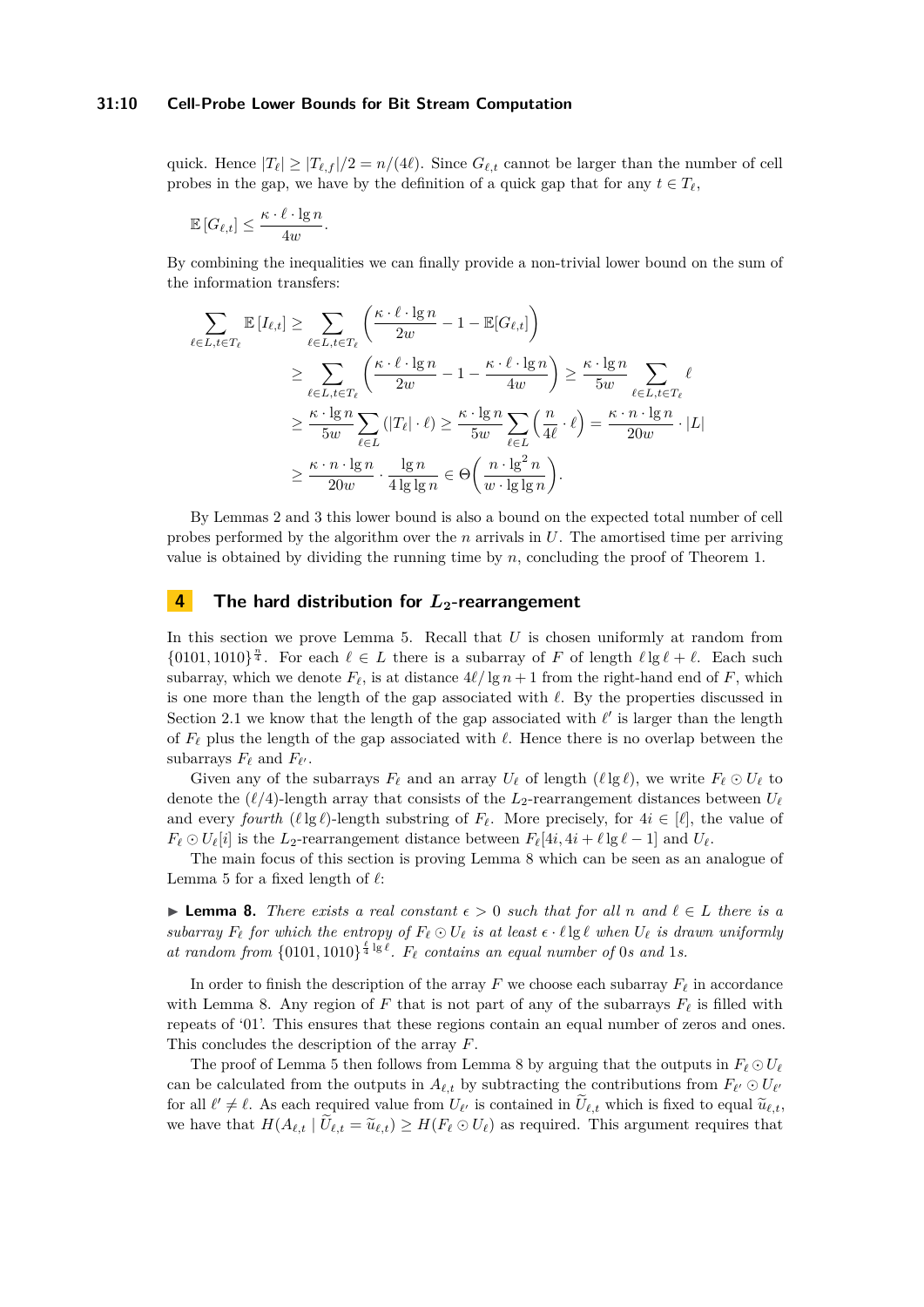quick. Hence $|T_\ell| \geq |T_{\ell,f}|/2 = n/(4\ell)$. Since $G_{\ell,t}$ cannot be larger than the number of cell probes in the gap, we have by the definition of a quick gap that for any $t \in T_\ell$,

$$\mathbb{E}\left[G_{\ell,t}\right] \leq \frac{\kappa \cdot \ell \cdot \lg n}{4w}.$$

By combining the inequalities we can finally provide a non-trivial lower bound on the sum of the information transfers:

$$\begin{aligned}
\sum_{\ell \in L, t \in T_\ell} \mathbb{E}\left[I_{\ell,t}\right] &\geq \sum_{\ell \in L, t \in T_\ell} \left( \frac{\kappa \cdot \ell \cdot \lg n}{2w} - 1 - \mathbb{E}[G_{\ell,t}] \right) \\
&\geq \sum_{\ell \in L, t \in T_\ell} \left( \frac{\kappa \cdot \ell \cdot \lg n}{2w} - 1 - \frac{\kappa \cdot \ell \cdot \lg n}{4w} \right) \geq \frac{\kappa \cdot \lg n}{5w} \sum_{\ell \in L, t \in T_\ell} \ell \\
&\geq \frac{\kappa \cdot \lg n}{5w} \sum_{\ell \in L} \left( |T_\ell| \cdot \ell \right) \geq \frac{\kappa \cdot \lg n}{5w} \sum_{\ell \in L} \left( \frac{n}{4\ell} \cdot \ell \right) = \frac{\kappa \cdot n \cdot \lg n}{20w} \cdot |L| \\
&\geq \frac{\kappa \cdot n \cdot \lg n}{20w} \cdot \frac{\lg n}{4 \lg \lg n} \in \Theta\left( \frac{n \cdot \lg^2 n}{w \cdot \lg \lg n} \right).
\end{aligned}$$

By Lemmas 2 and 3 this lower bound is also a bound on the expected total number of cell probes performed by the algorithm over the $n$ arrivals in $U$. The amortised time per arriving value is obtained by dividing the running time by $n$, concluding the proof of Theorem 1.

## 4 The hard distribution for $L_2$-rearrangement

In this section we prove Lemma 5. Recall that $U$ is chosen uniformly at random from $\{0101, 1010\}^{\frac{n}{4}}$. For each $\ell \in L$ there is a subarray of $F$ of length $\ell \lg \ell + \ell$. Each such subarray, which we denote $F_\ell$, is at distance $4\ell/\lg n + 1$ from the right-hand end of $F$, which is one more than the length of the gap associated with $\ell$. By the properties discussed in Section 2.1 we know that the length of the gap associated with $\ell'$ is larger than the length of $F_\ell$ plus the length of the gap associated with $\ell$. Hence there is no overlap between the subarrays $F_\ell$ and $F_{\ell'}$.

Given any of the subarrays $F_\ell$ and an array $U_\ell$ of length $(\ell \lg \ell)$, we write $F_\ell \odot U_\ell$ to denote the $(\ell/4)$-length array that consists of the $L_2$-rearrangement distances between $U_\ell$ and every *fourth* $(\ell \lg \ell)$-length substring of $F_\ell$. More precisely, for $4i \in [\ell]$, the value of $F_\ell \odot U_\ell[i]$ is the $L_2$-rearrangement distance between $F_\ell[4i, 4i + \ell \lg \ell - 1]$ and $U_\ell$.

The main focus of this section is proving Lemma 8 which can be seen as an analogue of Lemma 5 for a fixed length of $\ell$:

▶ **Lemma 8.** *There exists a real constant $\epsilon > 0$ such that for all $n$ and $\ell \in L$ there is a subarray $F_\ell$ for which the entropy of $F_\ell \odot U_\ell$ is at least $\epsilon \cdot \ell \lg \ell$ when $U_\ell$ is drawn uniformly at random from $\{0101, 1010\}^{\frac{\ell}{4} \lg \ell}$. $F_\ell$ contains an equal number of 0s and 1s.*

In order to finish the description of the array $F$ we choose each subarray $F_\ell$ in accordance with Lemma 8. Any region of $F$ that is not part of any of the subarrays $F_\ell$ is filled with repeats of '01'. This ensures that these regions contain an equal number of zeros and ones. This concludes the description of the array $F$.

The proof of Lemma 5 then follows from Lemma 8 by arguing that the outputs in $F_\ell \odot U_\ell$ can be calculated from the outputs in $A_{\ell,t}$ by subtracting the contributions from $F_{\ell'} \odot U_{\ell'}$ for all $\ell' \neq \ell$. As each required value from $U_{\ell'}$ is contained in $\widetilde{U}_{\ell,t}$ which is fixed to equal $\widetilde{u}_{\ell,t}$, we have that $H(A_{\ell,t} \mid \widetilde{U}_{\ell,t} = \widetilde{u}_{\ell,t}) \geq H(F_\ell \odot U_\ell)$ as required. This argument requires that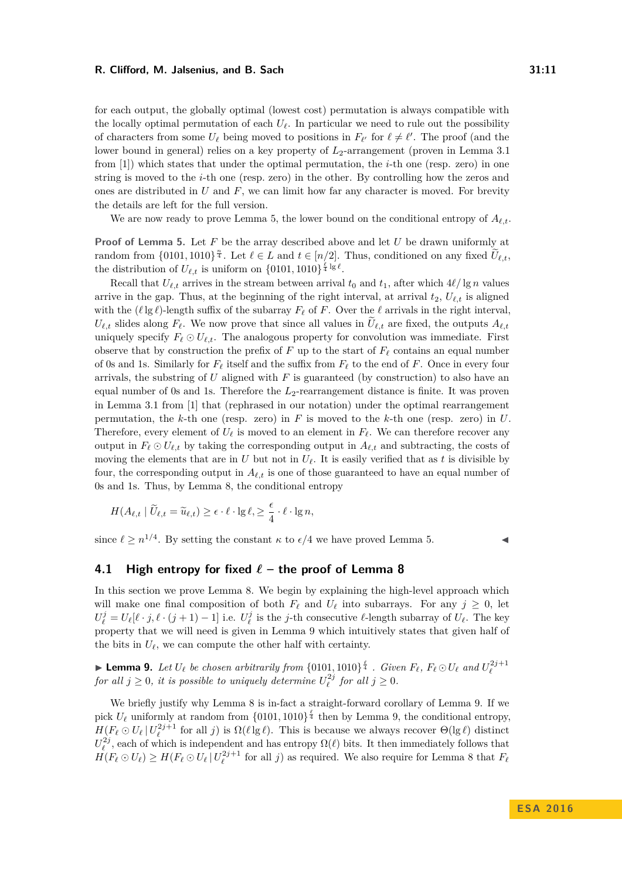for each output, the globally optimal (lowest cost) permutation is always compatible with the locally optimal permutation of each $U_\ell$. In particular we need to rule out the possibility of characters from some $U_\ell$ being moved to positions in $F_{\ell'}$ for $\ell \neq \ell'$. The proof (and the lower bound in general) relies on a key property of $L_2$-arrangement (proven in Lemma 3.1 from [1]) which states that under the optimal permutation, the $i$-th one (resp. zero) in one string is moved to the $i$-th one (resp. zero) in the other. By controlling how the zeros and ones are distributed in $U$ and $F$, we can limit how far any character is moved. For brevity the details are left for the full version.

We are now ready to prove Lemma 5, the lower bound on the conditional entropy of $A_{\ell,t}$.

**Proof of Lemma 5.** Let $F$ be the array described above and let $U$ be drawn uniformly at random from $\{0101, 1010\}^{\frac{n}{4}}$. Let $\ell \in L$ and $t \in [n/2]$. Thus, conditioned on any fixed $\widetilde{U}_{\ell,t}$, the distribution of $U_{\ell,t}$ is uniform on $\{0101, 1010\}^{\frac{\ell}{4}\lg \ell}$.

Recall that $U_{\ell,t}$ arrives in the stream between arrival $t_0$ and $t_1$, after which $4\ell/\lg n$ values arrive in the gap. Thus, at the beginning of the right interval, at arrival $t_2$, $U_{\ell,t}$ is aligned with the $(\ell \lg \ell)$-length suffix of the subarray $F_\ell$ of $F$. Over the $\ell$ arrivals in the right interval, $U_{\ell,t}$ slides along $F_\ell$. We now prove that since all values in $\widetilde{U}_{\ell,t}$ are fixed, the outputs $A_{\ell,t}$ uniquely specify $F_\ell \odot U_{\ell,t}$. The analogous property for convolution was immediate. First observe that by construction the prefix of $F$ up to the start of $F_\ell$ contains an equal number of 0s and 1s. Similarly for $F_\ell$ itself and the suffix from $F_\ell$ to the end of $F$. Once in every four arrivals, the substring of $U$ aligned with $F$ is guaranteed (by construction) to also have an equal number of 0s and 1s. Therefore the $L_2$-rearrangement distance is finite. It was proven in Lemma 3.1 from [1] that (rephrased in our notation) under the optimal rearrangement permutation, the $k$-th one (resp. zero) in $F$ is moved to the $k$-th one (resp. zero) in $U$. Therefore, every element of $U_\ell$ is moved to an element in $F_\ell$. We can therefore recover any output in $F_\ell \odot U_{\ell,t}$ by taking the corresponding output in $A_{\ell,t}$ and subtracting, the costs of moving the elements that are in $U$ but not in $U_\ell$. It is easily verified that as $t$ is divisible by four, the corresponding output in $A_{\ell,t}$ is one of those guaranteed to have an equal number of 0s and 1s. Thus, by Lemma 8, the conditional entropy

$$H(A_{\ell,t} \mid \widetilde{U}_{\ell,t} = \widetilde{u}_{\ell,t}) \geq \epsilon \cdot \ell \cdot \lg \ell, \geq \frac{\epsilon}{4} \cdot \ell \cdot \lg n,$$

since $\ell \geq n^{1/4}$. By setting the constant $\kappa$ to $\epsilon/4$ we have proved Lemma 5. ◀

## 4.1 High entropy for fixed $\ell$ – the proof of Lemma 8

In this section we prove Lemma 8. We begin by explaining the high-level approach which will make one final composition of both $F_\ell$ and $U_\ell$ into subarrays. For any $j \geq 0$, let $U_\ell^j = U_\ell[\ell \cdot j, \ell \cdot (j+1) - 1]$ i.e. $U_\ell^j$ is the $j$-th consecutive $\ell$-length subarray of $U_\ell$. The key property that we will need is given in Lemma 9 which intuitively states that given half of the bits in $U_\ell$, we can compute the other half with certainty.

▶ **Lemma 9.** *Let $U_\ell$ be chosen arbitrarily from $\{0101, 1010\}^{\frac{\ell}{4}}$. Given $F_\ell$, $F_\ell \odot U_\ell$ and $U_\ell^{2j+1}$ for all $j \geq 0$, it is possible to uniquely determine $U_\ell^{2j}$ for all $j \geq 0$.*

We briefly justify why Lemma 8 is in-fact a straight-forward corollary of Lemma 9. If we pick $U_\ell$ uniformly at random from $\{0101, 1010\}^{\frac{\ell}{4}}$ then by Lemma 9, the conditional entropy, $H(F_\ell \odot U_\ell \,|\, U_\ell^{2j+1}$ for all $j)$ is $\Omega(\ell \lg \ell)$. This is because we always recover $\Theta(\lg \ell)$ distinct $U_\ell^{2j}$, each of which is independent and has entropy $\Omega(\ell)$ bits. It then immediately follows that $H(F_\ell \odot U_\ell) \geq H(F_\ell \odot U_\ell \,|\, U_\ell^{2j+1}$ for all $j)$ as required. We also require for Lemma 8 that $F_\ell$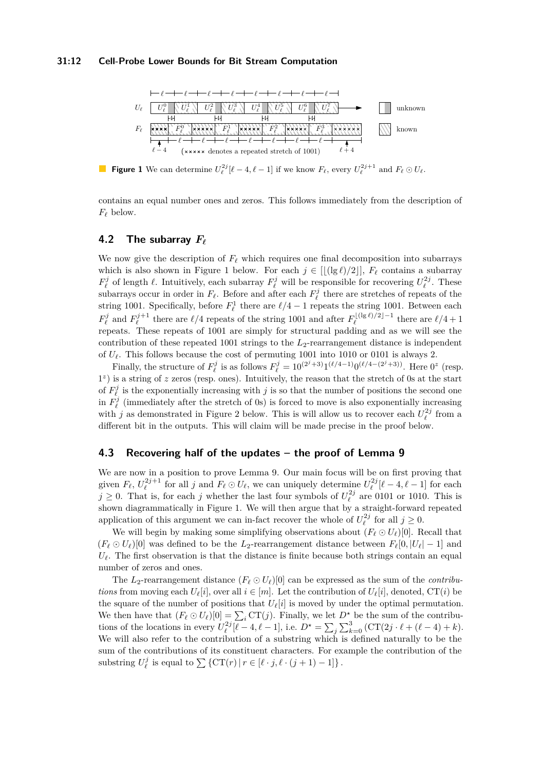**Figure 1** We can determine $U_\ell^{2j}[\ell-4, \ell-1]$ if we know $F_\ell$, every $U_\ell^{2j+1}$ and $F_\ell \odot U_\ell$.

contains an equal number ones and zeros. This follows immediately from the description of $F_\ell$ below.

## 4.2 The subarray $F_\ell$

We now give the description of $F_\ell$ which requires one final decomposition into subarrays which is also shown in Figure 1 below. For each $j \in [\lfloor(\lg \ell)/2\rfloor]$, $F_\ell$ contains a subarray $F_\ell^j$ of length $\ell$. Intuitively, each subarray $F_\ell^j$ will be responsible for recovering $U_\ell^{2j}$. These subarrays occur in order in $F_\ell$. Before and after each $F_\ell^j$ there are stretches of repeats of the string 1001. Specifically, before $F_\ell^1$ there are $\ell/4 - 1$ repeats the string 1001. Between each $F_\ell^j$ and $F_\ell^{j+1}$ there are $\ell/4$ repeats of the string 1001 and after $F_\ell^{\lfloor(\lg \ell)/2\rfloor - 1}$ there are $\ell/4+1$ repeats. These repeats of 1001 are simply for structural padding and as we will see the contribution of these repeated 1001 strings to the $L_2$-rearrangement distance is independent of $U_\ell$. This follows because the cost of permuting 1001 into 1010 or 0101 is always 2.

Finally, the structure of $F_\ell^j$ is as follows $F_\ell^j = 10^{(2^j+3)}1^{(\ell/4-1)}0^{(\ell/4-(2^j+3))}$. Here $0^z$ (resp. $1^z$) is a string of $z$ zeros (resp. ones). Intuitively, the reason that the stretch of 0s at the start of $F_\ell^j$ is the exponentially increasing with $j$ is so that the number of positions the second one in $F_\ell^j$ (immediately after the stretch of 0s) is forced to move is also exponentially increasing with $j$ as demonstrated in Figure 2 below. This is will allow us to recover each $U_\ell^{2j}$ from a different bit in the outputs. This will claim will be made precise in the proof below.

## 4.3 Recovering half of the updates – the proof of Lemma 9

We are now in a position to prove Lemma 9. Our main focus will be on first proving that given $F_\ell$, $U_\ell^{2j+1}$ for all $j$ and $F_\ell \odot U_\ell$, we can uniquely determine $U_\ell^{2j}[\ell-4, \ell-1]$ for each $j \geq 0$. That is, for each $j$ whether the last four symbols of $U_\ell^{2j}$ are 0101 or 1010. This is shown diagrammatically in Figure 1. We will then argue that by a straight-forward repeated application of this argument we can in-fact recover the whole of $U_\ell^{2j}$ for all $j \geq 0$.

We will begin by making some simplifying observations about $(F_\ell \odot U_\ell)[0]$. Recall that $(F_\ell \odot U_\ell)[0]$ was defined to be the $L_2$-rearrangement distance between $F_\ell[0, |U_\ell|-1]$ and $U_\ell$. The first observation is that the distance is finite because both strings contain an equal number of zeros and ones.

The $L_2$-rearrangement distance $(F_\ell \odot U_\ell)[0]$ can be expressed as the sum of the *contributions* from moving each $U_\ell[i]$, over all $i \in [m]$. Let the contribution of $U_\ell[i]$, denoted, $\mathrm{CT}(i)$ be the square of the number of positions $U_\ell[i]$ is moved by under the optimal permutation. We then have that $(F_\ell \odot U_\ell)[0] = \sum_i \mathrm{CT}(j)$. Finally, we let $D^\star$ be the sum of the contributions of the locations in every $U_\ell^{2j}[\ell-4, \ell-1]$, i.e. $D^\star = \sum_j \sum_{k=0}^{3} (\mathrm{CT}(2j \cdot \ell + (\ell-4) + k)$. We will also refer to the contribution of a substring which is defined naturally to be the sum of the contributions of its constituent characters. For example the contribution of the substring $U_\ell^j$ is equal to $\sum \{\mathrm{CT}(r) \mid r \in [\ell \cdot j, \ell \cdot (j+1) - 1]\}$.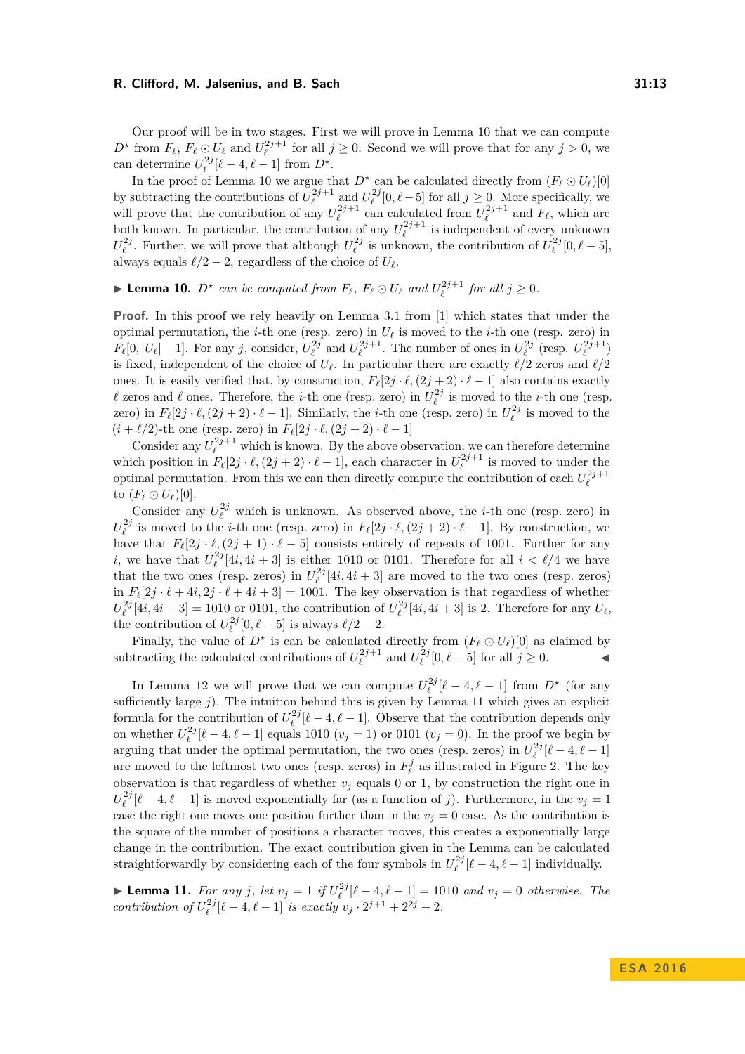Our proof will be in two stages. First we will prove in Lemma 10 that we can compute $D^\star$ from $F_\ell$, $F_\ell \odot U_\ell$ and $U_\ell^{2j+1}$ for all $j \geq 0$. Second we will prove that for any $j > 0$, we can determine $U_\ell^{2j}[\ell-4, \ell-1]$ from $D^\star$.

In the proof of Lemma 10 we argue that $D^\star$ can be calculated directly from $(F_\ell \odot U_\ell)[0]$ by subtracting the contributions of $U_\ell^{2j+1}$ and $U_\ell^{2j}[0, \ell-5]$ for all $j \geq 0$. More specifically, we will prove that the contribution of any $U_\ell^{2j+1}$ can calculated from $U_\ell^{2j+1}$ and $F_\ell$, which are both known. In particular, the contribution of any $U_\ell^{2j+1}$ is independent of every unknown $U_\ell^{2j}$. Further, we will prove that although $U_\ell^{2j}$ is unknown, the contribution of $U_\ell^{2j}[0, \ell-5]$, always equals $\ell/2 - 2$, regardless of the choice of $U_\ell$.

▶ **Lemma 10.** *$D^\star$ can be computed from $F_\ell$, $F_\ell \odot U_\ell$ and $U_\ell^{2j+1}$ for all $j \geq 0$.*

**Proof.** In this proof we rely heavily on Lemma 3.1 from [1] which states that under the optimal permutation, the $i$-th one (resp. zero) in $U_\ell$ is moved to the $i$-th one (resp. zero) in $F_\ell[0, |U_\ell| - 1]$. For any $j$, consider, $U_\ell^{2j}$ and $U_\ell^{2j+1}$. The number of ones in $U_\ell^{2j}$ (resp. $U_\ell^{2j+1}$) is fixed, independent of the choice of $U_\ell$. In particular there are exactly $\ell/2$ zeros and $\ell/2$ ones. It is easily verified that, by construction, $F_\ell[2j \cdot \ell, (2j+2) \cdot \ell - 1]$ also contains exactly $\ell$ zeros and $\ell$ ones. Therefore, the $i$-th one (resp. zero) in $U_\ell^{2j}$ is moved to the $i$-th one (resp. zero) in $F_\ell[2j \cdot \ell, (2j+2) \cdot \ell - 1]$. Similarly, the $i$-th one (resp. zero) in $U_\ell^{2j}$ is moved to the $(i + \ell/2)$-th one (resp. zero) in $F_\ell[2j \cdot \ell, (2j+2) \cdot \ell - 1]$

Consider any $U_\ell^{2j+1}$ which is known. By the above observation, we can therefore determine which position in $F_\ell[2j \cdot \ell, (2j+2) \cdot \ell - 1]$, each character in $U_\ell^{2j+1}$ is moved to under the optimal permutation. From this we can then directly compute the contribution of each $U_\ell^{2j+1}$ to $(F_\ell \odot U_\ell)[0]$.

Consider any $U_\ell^{2j}$ which is unknown. As observed above, the $i$-th one (resp. zero) in $U_\ell^{2j}$ is moved to the $i$-th one (resp. zero) in $F_\ell[2j \cdot \ell, (2j+2) \cdot \ell - 1]$. By construction, we have that $F_\ell[2j \cdot \ell, (2j+1) \cdot \ell - 5]$ consists entirely of repeats of 1001. Further for any $i$, we have that $U_\ell^{2j}[4i, 4i+3]$ is either 1010 or 0101. Therefore for all $i < \ell/4$ we have that the two ones (resp. zeros) in $U_\ell^{2j}[4i, 4i+3]$ are moved to the two ones (resp. zeros) in $F_\ell[2j \cdot \ell + 4i, 2j \cdot \ell + 4i + 3] = 1001$. The key observation is that regardless of whether $U_\ell^{2j}[4i, 4i+3] = 1010$ or 0101, the contribution of $U_\ell^{2j}[4i, 4i+3]$ is 2. Therefore for any $U_\ell$, the contribution of $U_\ell^{2j}[0, \ell-5]$ is always $\ell/2 - 2$.

Finally, the value of $D^\star$ is can be calculated directly from $(F_\ell \odot U_\ell)[0]$ as claimed by subtracting the calculated contributions of $U_\ell^{2j+1}$ and $U_\ell^{2j}[0, \ell-5]$ for all $j \geq 0$. ◀

In Lemma 12 we will prove that we can compute $U_\ell^{2j}[\ell-4, \ell-1]$ from $D^\star$ (for any sufficiently large $j$). The intuition behind this is given by Lemma 11 which gives an explicit formula for the contribution of $U_\ell^{2j}[\ell-4, \ell-1]$. Observe that the contribution depends only on whether $U_\ell^{2j}[\ell-4, \ell-1]$ equals 1010 ($v_j = 1$) or 0101 ($v_j = 0$). In the proof we begin by arguing that under the optimal permutation, the two ones (resp. zeros) in $U_\ell^{2j}[\ell-4, \ell-1]$ are moved to the leftmost two ones (resp. zeros) in $F_\ell^j$ as illustrated in Figure 2. The key observation is that regardless of whether $v_j$ equals 0 or 1, by construction the right one in $U_\ell^{2j}[\ell-4, \ell-1]$ is moved exponentially far (as a function of $j$). Furthermore, in the $v_j = 1$ case the right one moves one position further than in the $v_j = 0$ case. As the contribution is the square of the number of positions a character moves, this creates a exponentially large change in the contribution. The exact contribution given in the Lemma can be calculated straightforwardly by considering each of the four symbols in $U_\ell^{2j}[\ell-4, \ell-1]$ individually.

▶ **Lemma 11.** *For any $j$, let $v_j = 1$ if $U_\ell^{2j}[\ell-4, \ell-1] = 1010$ and $v_j = 0$ otherwise. The contribution of $U_\ell^{2j}[\ell-4, \ell-1]$ is exactly $v_j \cdot 2^{j+1} + 2^{2j} + 2$.*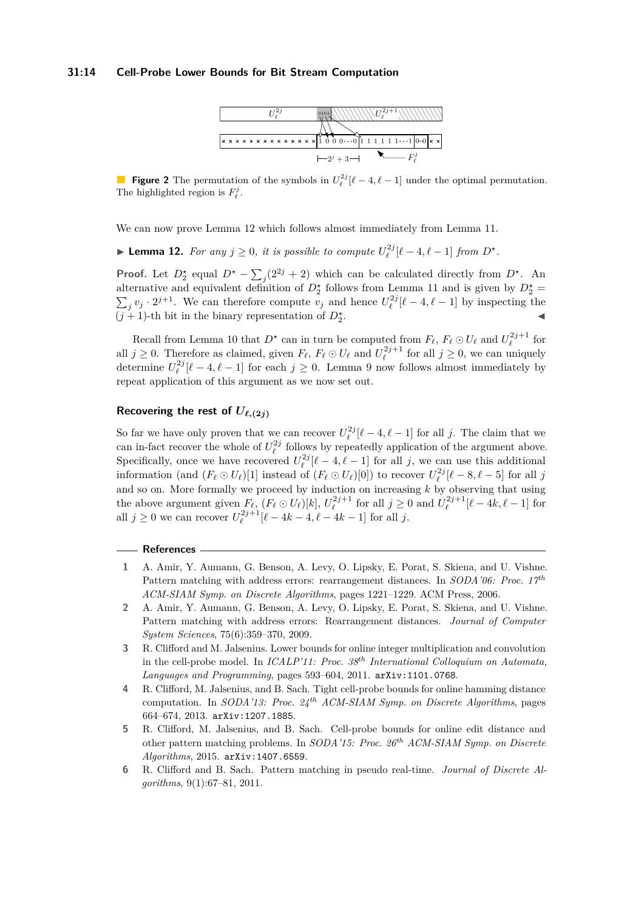**Figure 2** The permutation of the symbols in $U_\ell^{2j}[\ell-4,\ell-1]$ under the optimal permutation. The highlighted region is $F_\ell^j$.

We can now prove Lemma 12 which follows almost immediately from Lemma 11.

▶ **Lemma 12.** *For any $j \geq 0$, it is possible to compute $U_\ell^{2j}[\ell-4,\ell-1]$ from $D^\star$.*

**Proof.** Let $D_2^\star$ equal $D^\star - \sum_j (2^{2j}+2)$ which can be calculated directly from $D^\star$. An alternative and equivalent definition of $D_2^\star$ follows from Lemma 11 and is given by $D_2^\star = \sum_j v_j \cdot 2^{j+1}$. We can therefore compute $v_j$ and hence $U_\ell^{2j}[\ell-4,\ell-1]$ by inspecting the $(j+1)$-th bit in the binary representation of $D_2^\star$. ◀

Recall from Lemma 10 that $D^\star$ can in turn be computed from $F_\ell$, $F_\ell \odot U_\ell$ and $U_\ell^{2j+1}$ for all $j \geq 0$. Therefore as claimed, given $F_\ell$, $F_\ell \odot U_\ell$ and $U_\ell^{2j+1}$ for all $j \geq 0$, we can uniquely determine $U_\ell^{2j}[\ell-4,\ell-1]$ for each $j \geq 0$. Lemma 9 now follows almost immediately by repeat application of this argument as we now set out.

### Recovering the rest of $U_{\ell,(2j)}$

So far we have only proven that we can recover $U_\ell^{2j}[\ell-4,\ell-1]$ for all $j$. The claim that we can in-fact recover the whole of $U_\ell^{2j}$ follows by repeatedly application of the argument above. Specifically, once we have recovered $U_\ell^{2j}[\ell-4,\ell-1]$ for all $j$, we can use this additional information (and $(F_\ell \odot U_\ell)[1]$ instead of $(F_\ell \odot U_\ell)[0]$) to recover $U_\ell^{2j}[\ell-8,\ell-5]$ for all $j$ and so on. More formally we proceed by induction on increasing $k$ by observing that using the above argument given $F_\ell$, $(F_\ell \odot U_\ell)[k]$, $U_\ell^{2j+1}$ for all $j \geq 0$ and $U_\ell^{2j+1}[\ell-4k,\ell-1]$ for all $j \geq 0$ we can recover $U_\ell^{2j+1}[\ell-4k-4,\ell-4k-1]$ for all $j$.

## References

1. A. Amir, Y. Aumann, G. Benson, A. Levy, O. Lipsky, E. Porat, S. Skiena, and U. Vishne. Pattern matching with address errors: rearrangement distances. In *SODA'06: Proc. 17th ACM-SIAM Symp. on Discrete Algorithms*, pages 1221–1229. ACM Press, 2006.
2. A. Amir, Y. Aumann, G. Benson, A. Levy, O. Lipsky, E. Porat, S. Skiena, and U. Vishne. Pattern matching with address errors: Rearrangement distances. *Journal of Computer System Sciences*, 75(6):359–370, 2009.
3. R. Clifford and M. Jalsenius. Lower bounds for online integer multiplication and convolution in the cell-probe model. In *ICALP'11: Proc. 38th International Colloquium on Automata, Languages and Programming*, pages 593–604, 2011. arXiv:1101.0768.
4. R. Clifford, M. Jalsenius, and B. Sach. Tight cell-probe bounds for online hamming distance computation. In *SODA'13: Proc. 24th ACM-SIAM Symp. on Discrete Algorithms*, pages 664–674, 2013. arXiv:1207.1885.
5. R. Clifford, M. Jalsenius, and B. Sach. Cell-probe bounds for online edit distance and other pattern matching problems. In *SODA'15: Proc. 26th ACM-SIAM Symp. on Discrete Algorithms*, 2015. arXiv:1407.6559.
6. R. Clifford and B. Sach. Pattern matching in pseudo real-time. *Journal of Discrete Algorithms*, 9(1):67–81, 2011.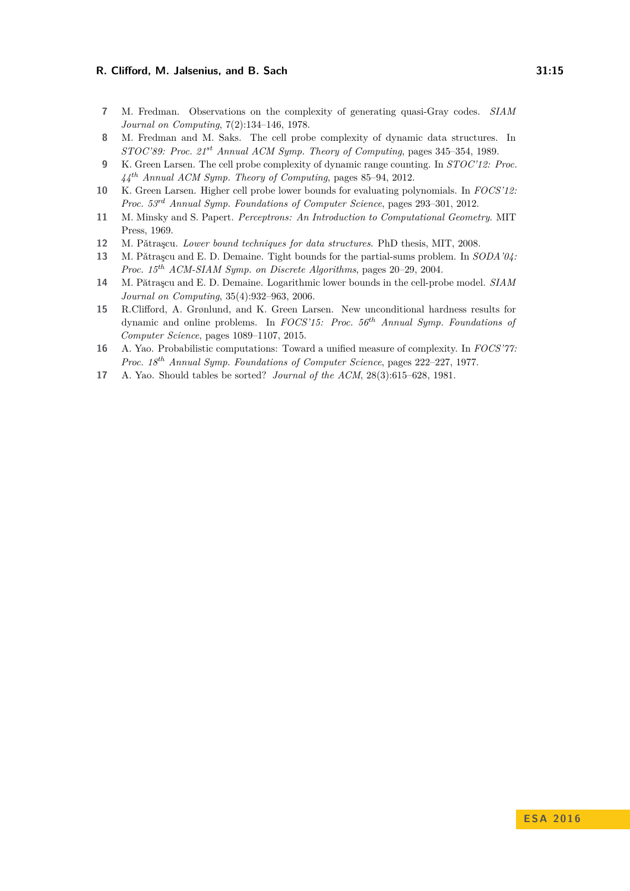7. M. Fredman. Observations on the complexity of generating quasi-Gray codes. *SIAM Journal on Computing*, 7(2):134–146, 1978.
8. M. Fredman and M. Saks. The cell probe complexity of dynamic data structures. In *STOC'89: Proc. 21st Annual ACM Symp. Theory of Computing*, pages 345–354, 1989.
9. K. Green Larsen. The cell probe complexity of dynamic range counting. In *STOC'12: Proc. 44th Annual ACM Symp. Theory of Computing*, pages 85–94, 2012.
10. K. Green Larsen. Higher cell probe lower bounds for evaluating polynomials. In *FOCS'12: Proc. 53rd Annual Symp. Foundations of Computer Science*, pages 293–301, 2012.
11. M. Minsky and S. Papert. *Perceptrons: An Introduction to Computational Geometry*. MIT Press, 1969.
12. M. Pătraşcu. *Lower bound techniques for data structures*. PhD thesis, MIT, 2008.
13. M. Pătraşcu and E. D. Demaine. Tight bounds for the partial-sums problem. In *SODA'04: Proc. 15th ACM-SIAM Symp. on Discrete Algorithms*, pages 20–29, 2004.
14. M. Pătraşcu and E. D. Demaine. Logarithmic lower bounds in the cell-probe model. *SIAM Journal on Computing*, 35(4):932–963, 2006.
15. R.Clifford, A. Grønlund, and K. Green Larsen. New unconditional hardness results for dynamic and online problems. In *FOCS'15: Proc. 56th Annual Symp. Foundations of Computer Science*, pages 1089–1107, 2015.
16. A. Yao. Probabilistic computations: Toward a unified measure of complexity. In *FOCS'77: Proc. 18th Annual Symp. Foundations of Computer Science*, pages 222–227, 1977.
17. A. Yao. Should tables be sorted? *Journal of the ACM*, 28(3):615–628, 1981.